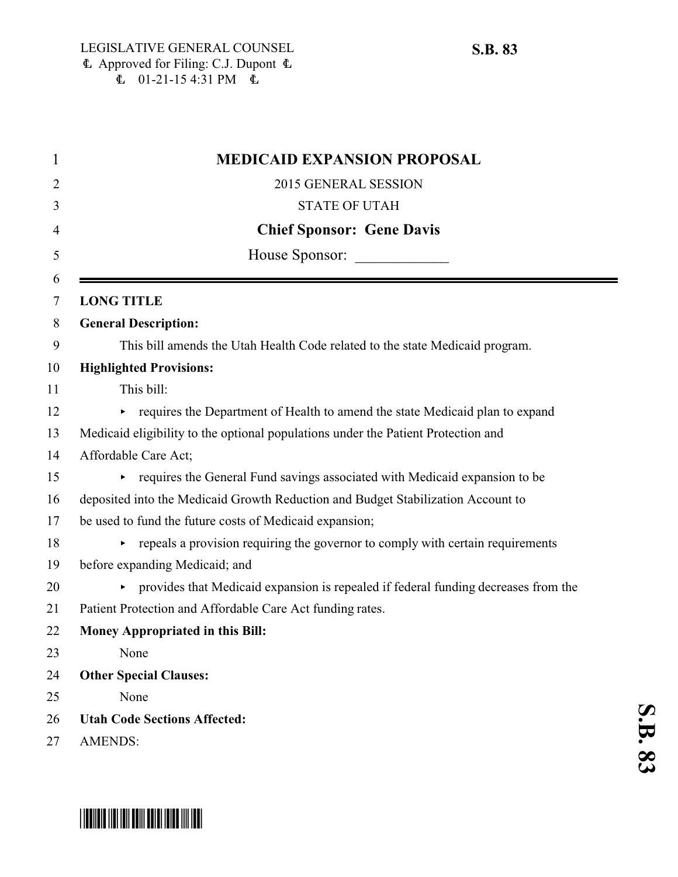LEGISLATIVE GENERAL COUNSEL
Approved for Filing: C.J. Dupont
01-21-15 4:31 PM

**S.B. 83**

# MEDICAID EXPANSION PROPOSAL

2015 GENERAL SESSION

STATE OF UTAH

**Chief Sponsor: Gene Davis**

House Sponsor: ____________

**LONG TITLE**

**General Description:**

This bill amends the Utah Health Code related to the state Medicaid program.

**Highlighted Provisions:**

This bill:

- requires the Department of Health to amend the state Medicaid plan to expand Medicaid eligibility to the optional populations under the Patient Protection and Affordable Care Act;
- requires the General Fund savings associated with Medicaid expansion to be deposited into the Medicaid Growth Reduction and Budget Stabilization Account to be used to fund the future costs of Medicaid expansion;
- repeals a provision requiring the governor to comply with certain requirements before expanding Medicaid; and
- provides that Medicaid expansion is repealed if federal funding decreases from the Patient Protection and Affordable Care Act funding rates.

**Money Appropriated in this Bill:**

None

**Other Special Clauses:**

None

**Utah Code Sections Affected:**

AMENDS: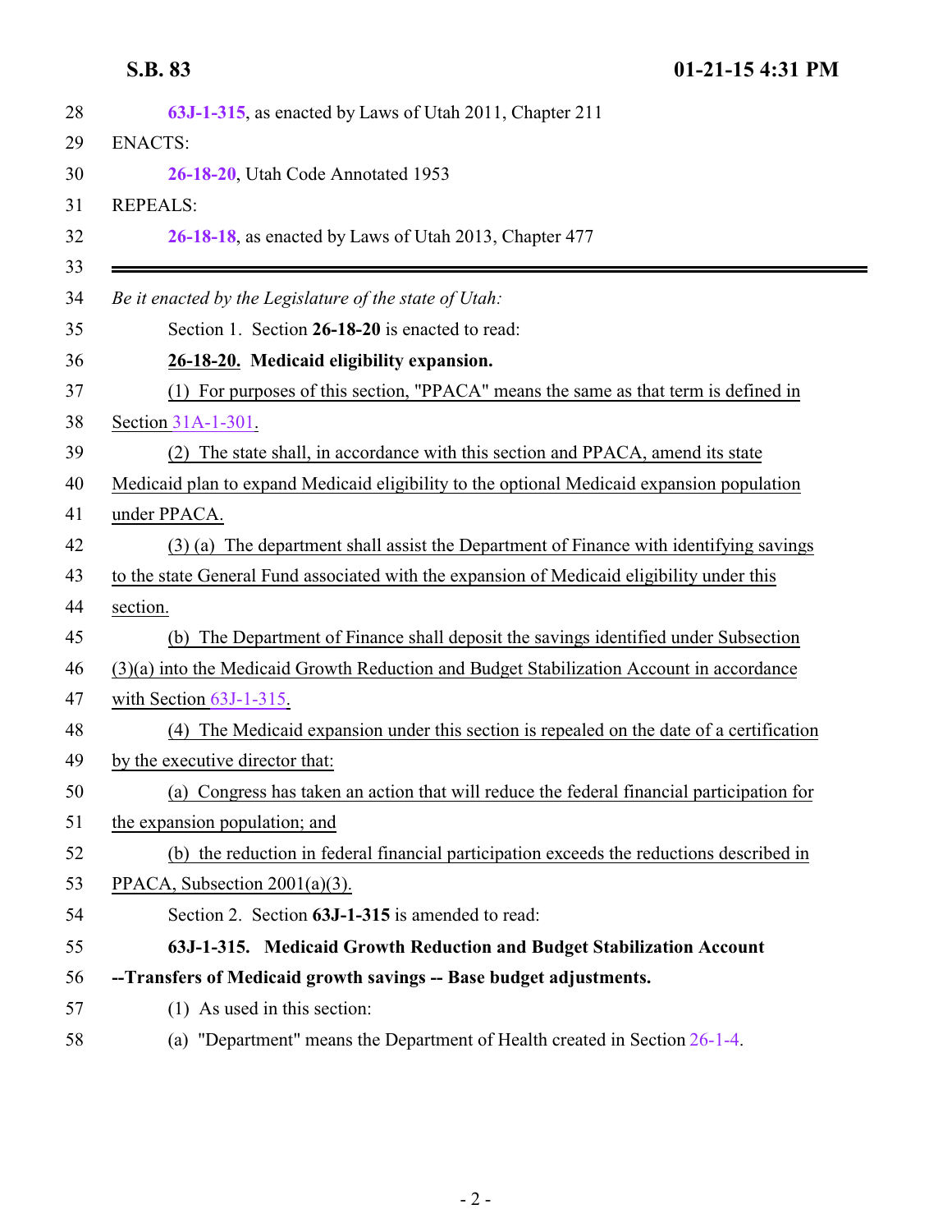63J-1-315, as enacted by Laws of Utah 2011, Chapter 211

ENACTS:

26-18-20, Utah Code Annotated 1953

REPEALS:

26-18-18, as enacted by Laws of Utah 2013, Chapter 477

---

*Be it enacted by the Legislature of the state of Utah:*

Section 1. Section **26-18-20** is enacted to read:

**26-18-20. Medicaid eligibility expansion.**

(1) For purposes of this section, "PPACA" means the same as that term is defined in Section 31A-1-301.

(2) The state shall, in accordance with this section and PPACA, amend its state Medicaid plan to expand Medicaid eligibility to the optional Medicaid expansion population under PPACA.

(3) (a) The department shall assist the Department of Finance with identifying savings to the state General Fund associated with the expansion of Medicaid eligibility under this section.

(b) The Department of Finance shall deposit the savings identified under Subsection (3)(a) into the Medicaid Growth Reduction and Budget Stabilization Account in accordance with Section 63J-1-315.

(4) The Medicaid expansion under this section is repealed on the date of a certification by the executive director that:

(a) Congress has taken an action that will reduce the federal financial participation for the expansion population; and

(b) the reduction in federal financial participation exceeds the reductions described in PPACA, Subsection 2001(a)(3).

Section 2. Section **63J-1-315** is amended to read:

**63J-1-315. Medicaid Growth Reduction and Budget Stabilization Account --Transfers of Medicaid growth savings -- Base budget adjustments.**

(1) As used in this section:

(a) "Department" means the Department of Health created in Section 26-1-4.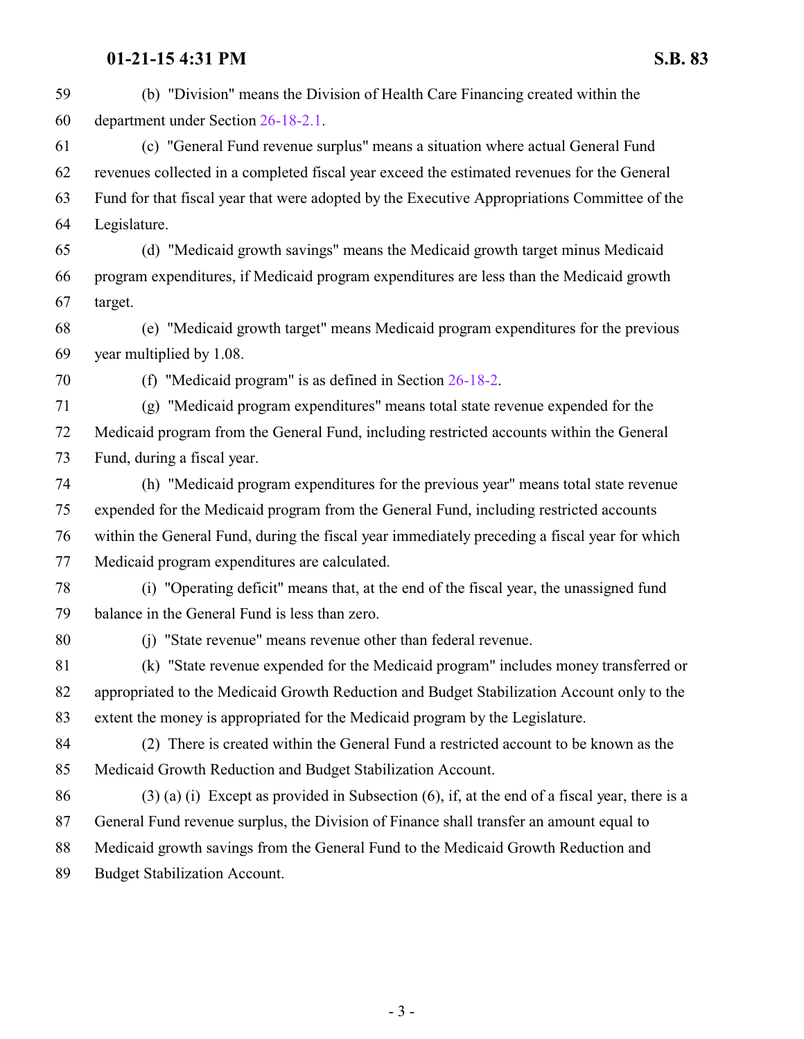59 (b) "Division" means the Division of Health Care Financing created within the
60 department under Section 26-18-2.1.

61 (c) "General Fund revenue surplus" means a situation where actual General Fund
62 revenues collected in a completed fiscal year exceed the estimated revenues for the General
63 Fund for that fiscal year that were adopted by the Executive Appropriations Committee of the
64 Legislature.

65 (d) "Medicaid growth savings" means the Medicaid growth target minus Medicaid
66 program expenditures, if Medicaid program expenditures are less than the Medicaid growth
67 target.

68 (e) "Medicaid growth target" means Medicaid program expenditures for the previous
69 year multiplied by 1.08.

70 (f) "Medicaid program" is as defined in Section 26-18-2.

71 (g) "Medicaid program expenditures" means total state revenue expended for the
72 Medicaid program from the General Fund, including restricted accounts within the General
73 Fund, during a fiscal year.

74 (h) "Medicaid program expenditures for the previous year" means total state revenue
75 expended for the Medicaid program from the General Fund, including restricted accounts
76 within the General Fund, during the fiscal year immediately preceding a fiscal year for which
77 Medicaid program expenditures are calculated.

78 (i) "Operating deficit" means that, at the end of the fiscal year, the unassigned fund
79 balance in the General Fund is less than zero.

80 (j) "State revenue" means revenue other than federal revenue.

81 (k) "State revenue expended for the Medicaid program" includes money transferred or
82 appropriated to the Medicaid Growth Reduction and Budget Stabilization Account only to the
83 extent the money is appropriated for the Medicaid program by the Legislature.

84 (2) There is created within the General Fund a restricted account to be known as the
85 Medicaid Growth Reduction and Budget Stabilization Account.

86 (3) (a) (i) Except as provided in Subsection (6), if, at the end of a fiscal year, there is a
87 General Fund revenue surplus, the Division of Finance shall transfer an amount equal to
88 Medicaid growth savings from the General Fund to the Medicaid Growth Reduction and
89 Budget Stabilization Account.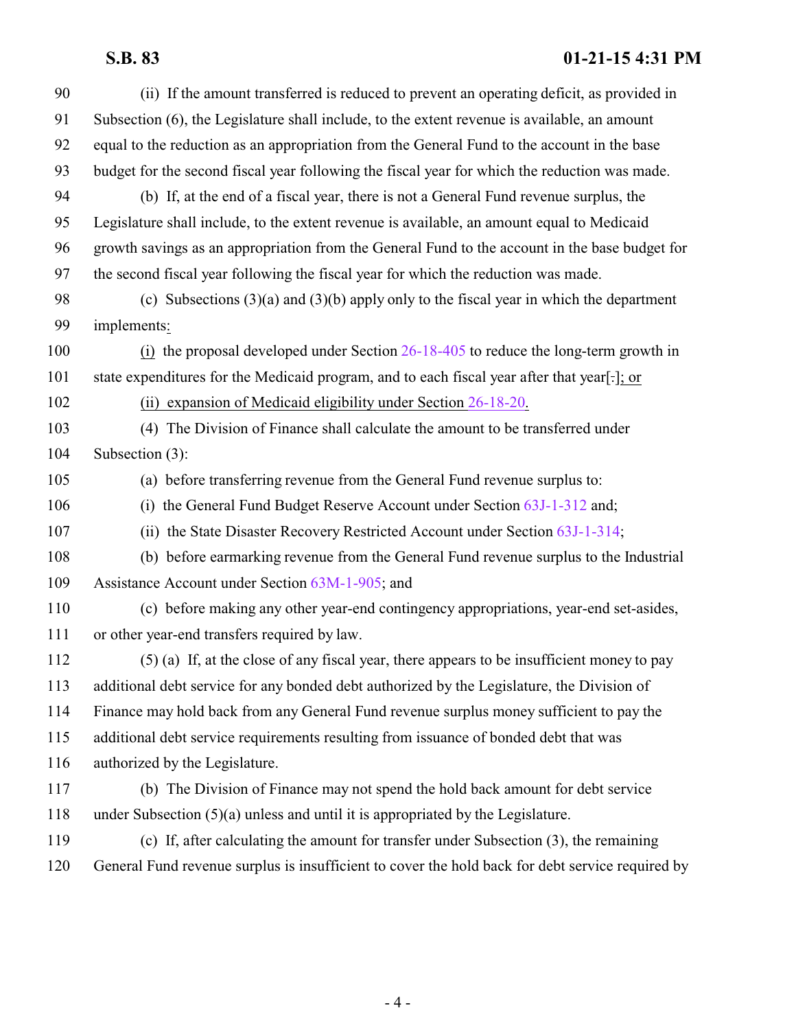(ii) If the amount transferred is reduced to prevent an operating deficit, as provided in Subsection (6), the Legislature shall include, to the extent revenue is available, an amount equal to the reduction as an appropriation from the General Fund to the account in the base budget for the second fiscal year following the fiscal year for which the reduction was made.

(b) If, at the end of a fiscal year, there is not a General Fund revenue surplus, the Legislature shall include, to the extent revenue is available, an amount equal to Medicaid growth savings as an appropriation from the General Fund to the account in the base budget for the second fiscal year following the fiscal year for which the reduction was made.

(c) Subsections (3)(a) and (3)(b) apply only to the fiscal year in which the department implements:

(i) the proposal developed under Section 26-18-405 to reduce the long-term growth in state expenditures for the Medicaid program, and to each fiscal year after that year[.]; or

(ii) expansion of Medicaid eligibility under Section 26-18-20.

(4) The Division of Finance shall calculate the amount to be transferred under Subsection (3):

(a) before transferring revenue from the General Fund revenue surplus to:

(i) the General Fund Budget Reserve Account under Section 63J-1-312 and;

(ii) the State Disaster Recovery Restricted Account under Section 63J-1-314;

(b) before earmarking revenue from the General Fund revenue surplus to the Industrial Assistance Account under Section 63M-1-905; and

(c) before making any other year-end contingency appropriations, year-end set-asides, or other year-end transfers required by law.

(5) (a) If, at the close of any fiscal year, there appears to be insufficient money to pay additional debt service for any bonded debt authorized by the Legislature, the Division of Finance may hold back from any General Fund revenue surplus money sufficient to pay the additional debt service requirements resulting from issuance of bonded debt that was authorized by the Legislature.

(b) The Division of Finance may not spend the hold back amount for debt service under Subsection (5)(a) unless and until it is appropriated by the Legislature.

(c) If, after calculating the amount for transfer under Subsection (3), the remaining General Fund revenue surplus is insufficient to cover the hold back for debt service required by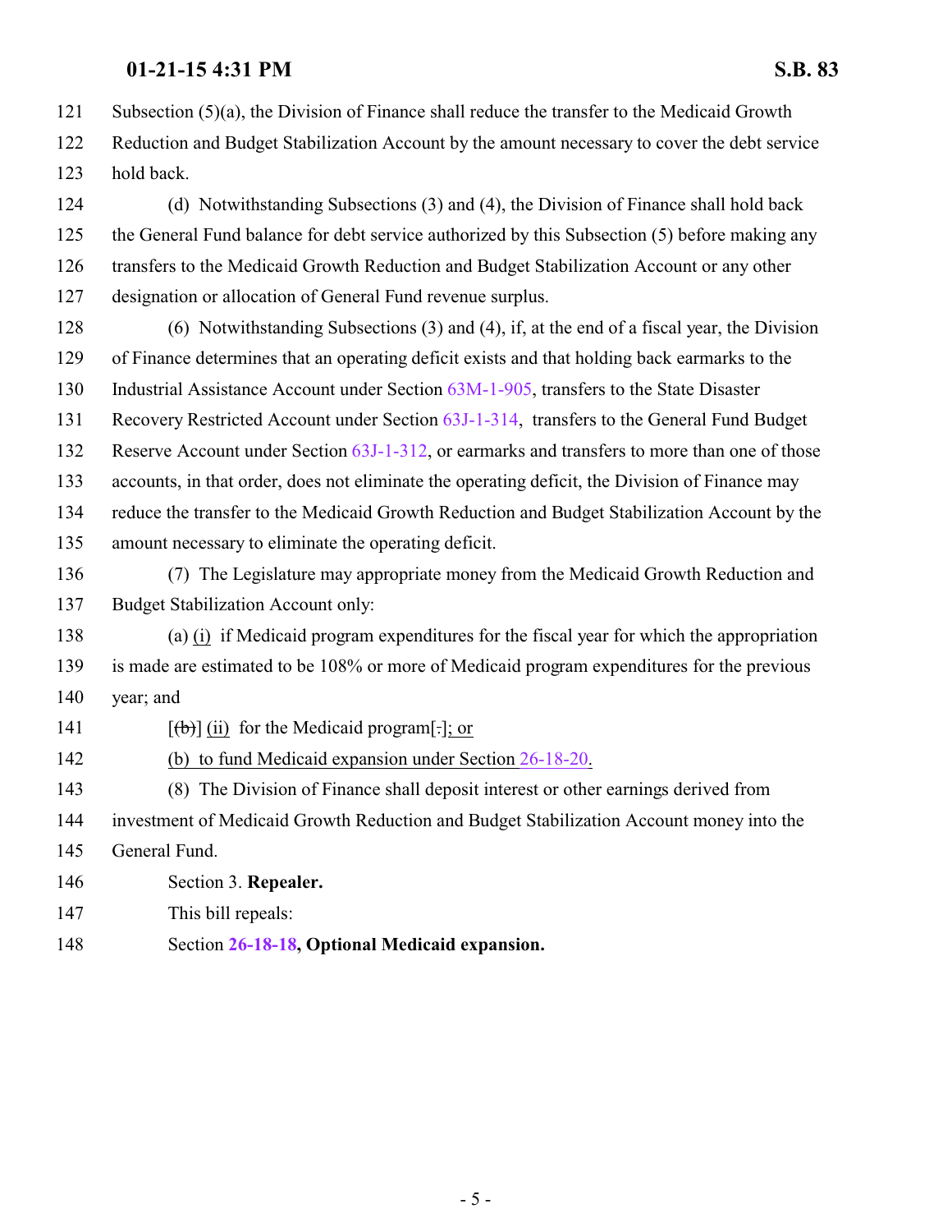121 Subsection (5)(a), the Division of Finance shall reduce the transfer to the Medicaid Growth
122 Reduction and Budget Stabilization Account by the amount necessary to cover the debt service
123 hold back.

124 (d) Notwithstanding Subsections (3) and (4), the Division of Finance shall hold back
125 the General Fund balance for debt service authorized by this Subsection (5) before making any
126 transfers to the Medicaid Growth Reduction and Budget Stabilization Account or any other
127 designation or allocation of General Fund revenue surplus.

128 (6) Notwithstanding Subsections (3) and (4), if, at the end of a fiscal year, the Division
129 of Finance determines that an operating deficit exists and that holding back earmarks to the
130 Industrial Assistance Account under Section 63M-1-905, transfers to the State Disaster
131 Recovery Restricted Account under Section 63J-1-314, transfers to the General Fund Budget
132 Reserve Account under Section 63J-1-312, or earmarks and transfers to more than one of those
133 accounts, in that order, does not eliminate the operating deficit, the Division of Finance may
134 reduce the transfer to the Medicaid Growth Reduction and Budget Stabilization Account by the
135 amount necessary to eliminate the operating deficit.

136 (7) The Legislature may appropriate money from the Medicaid Growth Reduction and
137 Budget Stabilization Account only:

138 (a) (i) if Medicaid program expenditures for the fiscal year for which the appropriation
139 is made are estimated to be 108% or more of Medicaid program expenditures for the previous
140 year; and

141 [~~(b)~~] (ii) for the Medicaid program[~~.~~]; or

142 (b) to fund Medicaid expansion under Section 26-18-20.

143 (8) The Division of Finance shall deposit interest or other earnings derived from
144 investment of Medicaid Growth Reduction and Budget Stabilization Account money into the
145 General Fund.

146 Section 3. **Repealer.**

147 This bill repeals:

148 Section **26-18-18, Optional Medicaid expansion.**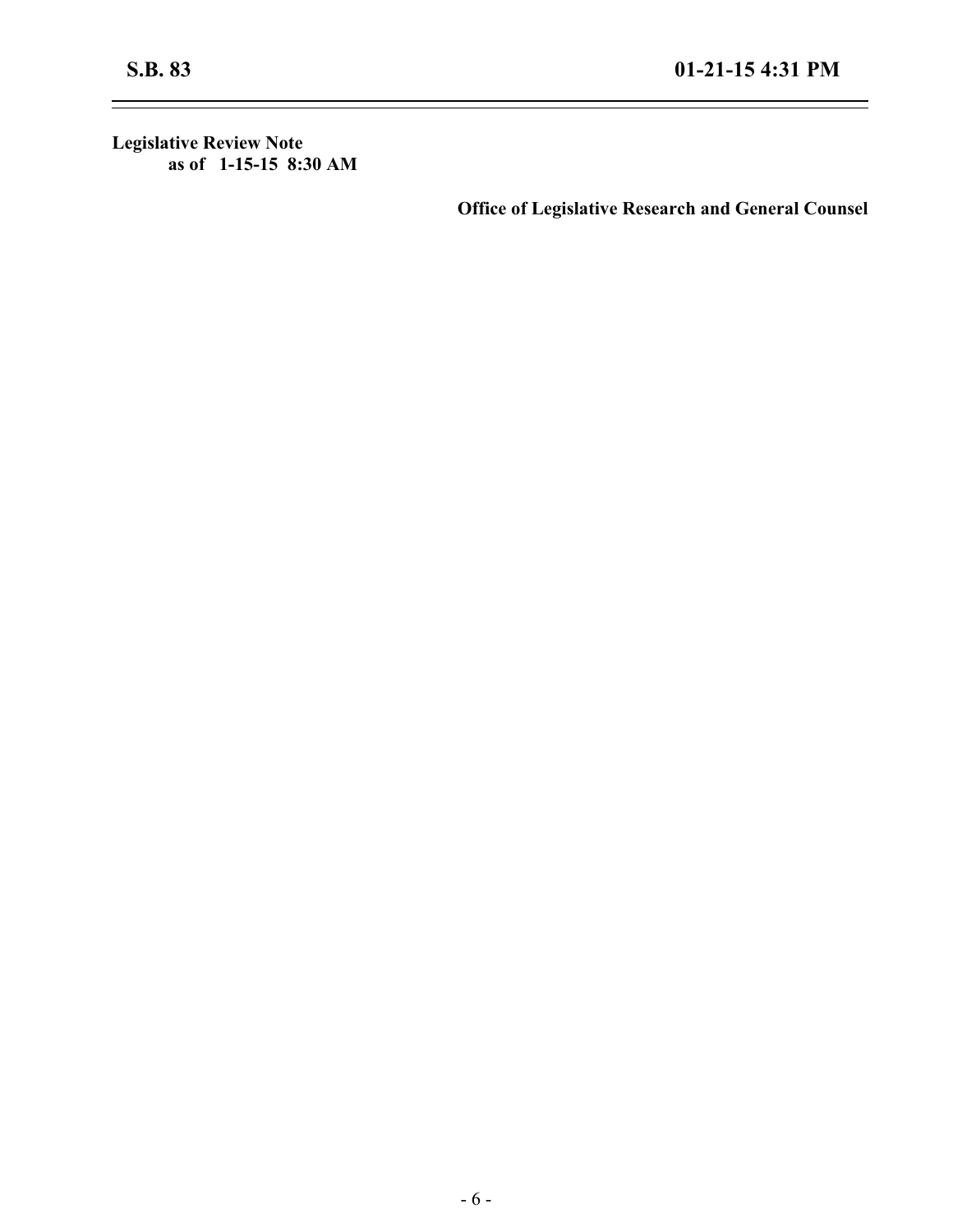**Legislative Review Note**
**as of 1-15-15 8:30 AM**

**Office of Legislative Research and General Counsel**